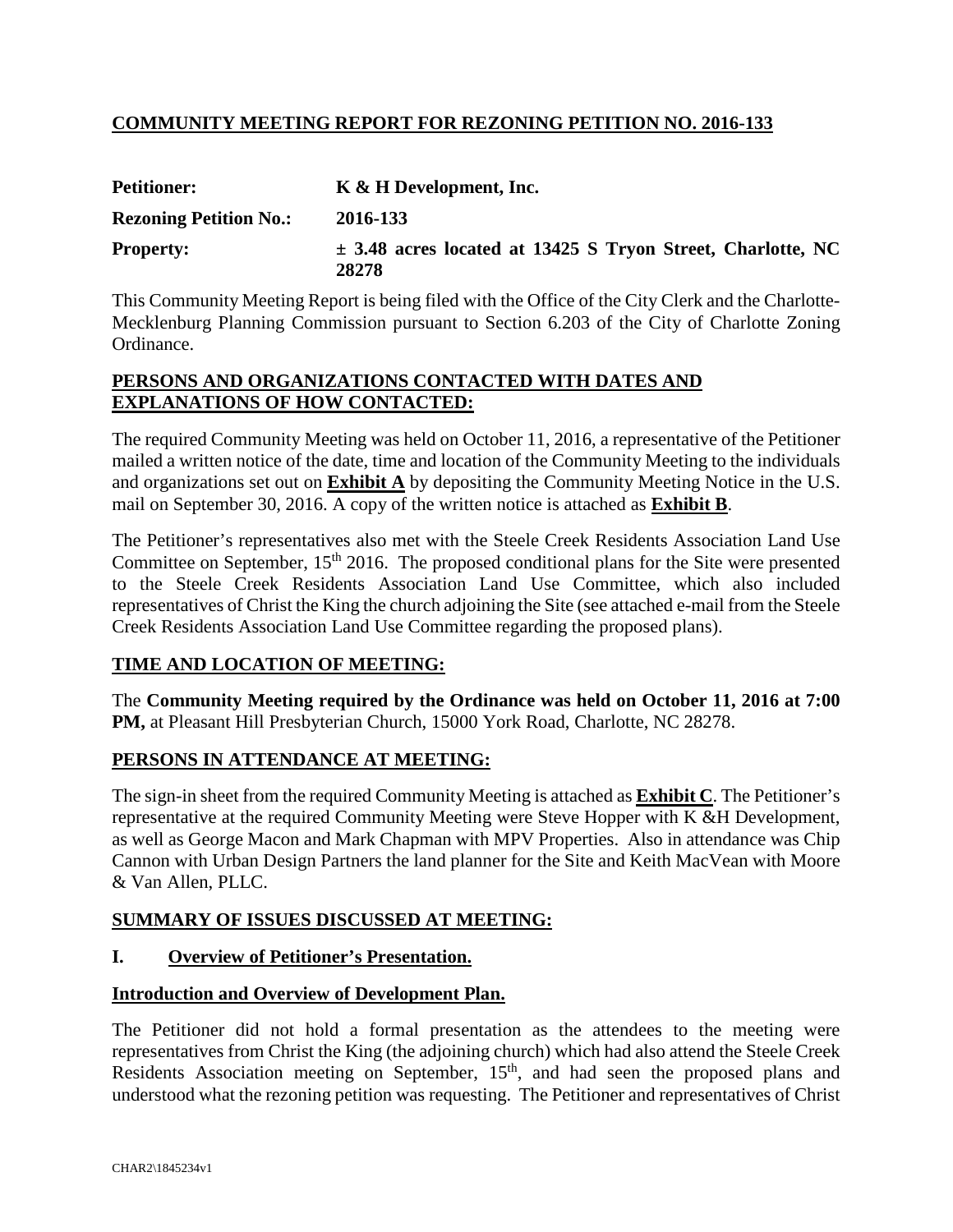## COMMUNITY MEETING REPORT FOR REZONING PETITION NO. 2016-133

**Petitioner:** K & H Development, Inc.

**Rezoning Petition No.:** 2016-133

**Property:** ± 3.48 acres located at 13425 S Tryon Street, Charlotte, NC 28278

This Community Meeting Report is being filed with the Office of the City Clerk and the Charlotte-Mecklenburg Planning Commission pursuant to Section 6.203 of the City of Charlotte Zoning Ordinance.

### PERSONS AND ORGANIZATIONS CONTACTED WITH DATES AND EXPLANATIONS OF HOW CONTACTED:

The required Community Meeting was held on October 11, 2016, a representative of the Petitioner mailed a written notice of the date, time and location of the Community Meeting to the individuals and organizations set out on **Exhibit A** by depositing the Community Meeting Notice in the U.S. mail on September 30, 2016. A copy of the written notice is attached as **Exhibit B**.

The Petitioner's representatives also met with the Steele Creek Residents Association Land Use Committee on September, 15th 2016. The proposed conditional plans for the Site were presented to the Steele Creek Residents Association Land Use Committee, which also included representatives of Christ the King the church adjoining the Site (see attached e-mail from the Steele Creek Residents Association Land Use Committee regarding the proposed plans).

### TIME AND LOCATION OF MEETING:

The **Community Meeting required by the Ordinance was held on October 11, 2016 at 7:00 PM,** at Pleasant Hill Presbyterian Church, 15000 York Road, Charlotte, NC 28278.

### PERSONS IN ATTENDANCE AT MEETING:

The sign-in sheet from the required Community Meeting is attached as **Exhibit C**. The Petitioner's representative at the required Community Meeting were Steve Hopper with K &H Development, as well as George Macon and Mark Chapman with MPV Properties. Also in attendance was Chip Cannon with Urban Design Partners the land planner for the Site and Keith MacVean with Moore & Van Allen, PLLC.

### SUMMARY OF ISSUES DISCUSSED AT MEETING:

#### I. Overview of Petitioner's Presentation.

**Introduction and Overview of Development Plan.**

The Petitioner did not hold a formal presentation as the attendees to the meeting were representatives from Christ the King (the adjoining church) which had also attend the Steele Creek Residents Association meeting on September, 15th, and had seen the proposed plans and understood what the rezoning petition was requesting. The Petitioner and representatives of Christ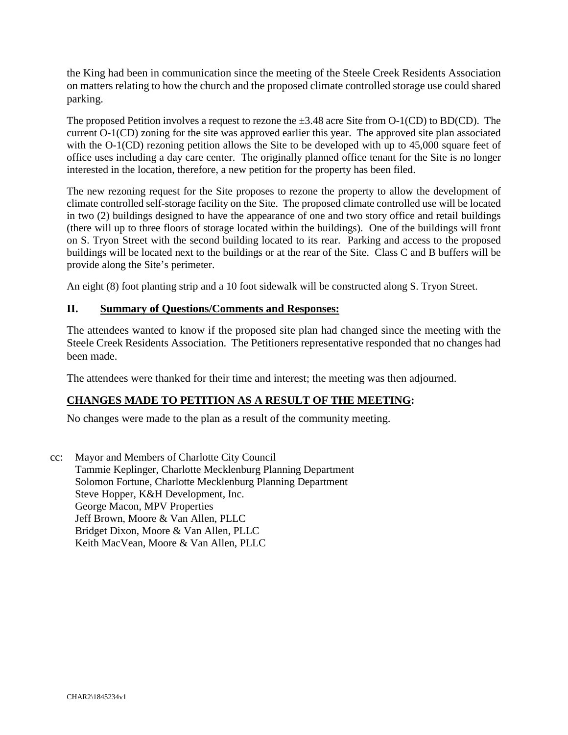the King had been in communication since the meeting of the Steele Creek Residents Association on matters relating to how the church and the proposed climate controlled storage use could shared parking.

The proposed Petition involves a request to rezone the ±3.48 acre Site from O-1(CD) to BD(CD). The current O-1(CD) zoning for the site was approved earlier this year. The approved site plan associated with the O-1(CD) rezoning petition allows the Site to be developed with up to 45,000 square feet of office uses including a day care center. The originally planned office tenant for the Site is no longer interested in the location, therefore, a new petition for the property has been filed.

The new rezoning request for the Site proposes to rezone the property to allow the development of climate controlled self-storage facility on the Site. The proposed climate controlled use will be located in two (2) buildings designed to have the appearance of one and two story office and retail buildings (there will up to three floors of storage located within the buildings). One of the buildings will front on S. Tryon Street with the second building located to its rear. Parking and access to the proposed buildings will be located next to the buildings or at the rear of the Site. Class C and B buffers will be provide along the Site's perimeter.

An eight (8) foot planting strip and a 10 foot sidewalk will be constructed along S. Tryon Street.

## II. Summary of Questions/Comments and Responses:

The attendees wanted to know if the proposed site plan had changed since the meeting with the Steele Creek Residents Association. The Petitioners representative responded that no changes had been made.

The attendees were thanked for their time and interest; the meeting was then adjourned.

## CHANGES MADE TO PETITION AS A RESULT OF THE MEETING:

No changes were made to the plan as a result of the community meeting.

cc: Mayor and Members of Charlotte City Council
Tammie Keplinger, Charlotte Mecklenburg Planning Department
Solomon Fortune, Charlotte Mecklenburg Planning Department
Steve Hopper, K&H Development, Inc.
George Macon, MPV Properties
Jeff Brown, Moore & Van Allen, PLLC
Bridget Dixon, Moore & Van Allen, PLLC
Keith MacVean, Moore & Van Allen, PLLC

CHAR2\1845234v1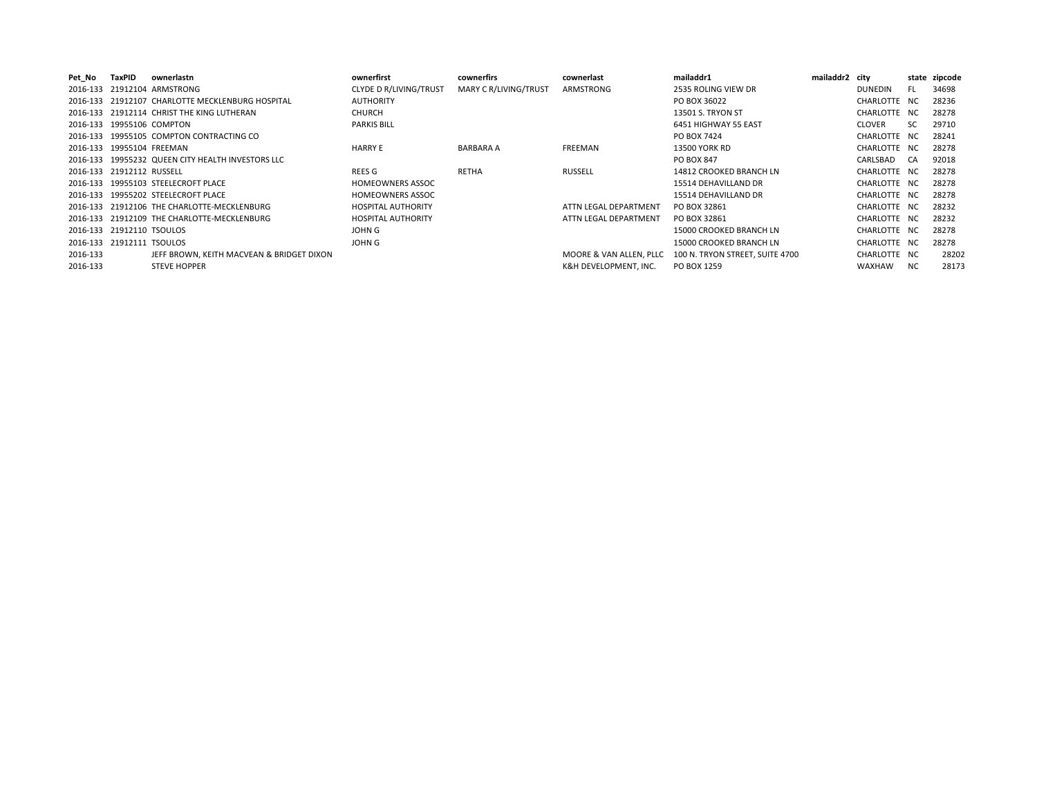| Pet_No | TaxPID | ownerlastn | ownerfirst | cownerfirs | cownerlast | mailaddr1 | mailaddr2 | city | state | zipcode |
|---|---|---|---|---|---|---|---|---|---|---|
| 2016-133 | 21912104 | ARMSTRONG | CLYDE D R/LIVING/TRUST | MARY C R/LIVING/TRUST | ARMSTRONG | 2535 ROLING VIEW DR | | DUNEDIN | FL | 34698 |
| 2016-133 | 21912107 | CHARLOTTE MECKLENBURG HOSPITAL | AUTHORITY | | | PO BOX 36022 | | CHARLOTTE | NC | 28236 |
| 2016-133 | 21912114 | CHRIST THE KING LUTHERAN | CHURCH | | | 13501 S. TRYON ST | | CHARLOTTE | NC | 28278 |
| 2016-133 | 19955106 | COMPTON | PARKIS BILL | | | 6451 HIGHWAY 55 EAST | | CLOVER | SC | 29710 |
| 2016-133 | 19955105 | COMPTON CONTRACTING CO | | | | PO BOX 7424 | | CHARLOTTE | NC | 28241 |
| 2016-133 | 19955104 | FREEMAN | HARRY E | BARBARA A | FREEMAN | 13500 YORK RD | | CHARLOTTE | NC | 28278 |
| 2016-133 | 19955232 | QUEEN CITY HEALTH INVESTORS LLC | | | | PO BOX 847 | | CARLSBAD | CA | 92018 |
| 2016-133 | 21912112 | RUSSELL | REES G | RETHA | RUSSELL | 14812 CROOKED BRANCH LN | | CHARLOTTE | NC | 28278 |
| 2016-133 | 19955103 | STEELECROFT PLACE | HOMEOWNERS ASSOC | | | 15514 DEHAVILLAND DR | | CHARLOTTE | NC | 28278 |
| 2016-133 | 19955202 | STEELECROFT PLACE | HOMEOWNERS ASSOC | | | 15514 DEHAVILLAND DR | | CHARLOTTE | NC | 28278 |
| 2016-133 | 21912106 | THE CHARLOTTE-MECKLENBURG | HOSPITAL AUTHORITY | | ATTN LEGAL DEPARTMENT | PO BOX 32861 | | CHARLOTTE | NC | 28232 |
| 2016-133 | 21912109 | THE CHARLOTTE-MECKLENBURG | HOSPITAL AUTHORITY | | ATTN LEGAL DEPARTMENT | PO BOX 32861 | | CHARLOTTE | NC | 28232 |
| 2016-133 | 21912110 | TSOULOS | JOHN G | | | 15000 CROOKED BRANCH LN | | CHARLOTTE | NC | 28278 |
| 2016-133 | 21912111 | TSOULOS | JOHN G | | | 15000 CROOKED BRANCH LN | | CHARLOTTE | NC | 28278 |
| 2016-133 | | JEFF BROWN, KEITH MACVEAN & BRIDGET DIXON | | | MOORE & VAN ALLEN, PLLC | 100 N. TRYON STREET, SUITE 4700 | | CHARLOTTE | NC | 28202 |
| 2016-133 | | STEVE HOPPER | | | K&H DEVELOPMENT, INC. | PO BOX 1259 | | WAXHAW | NC | 28173 |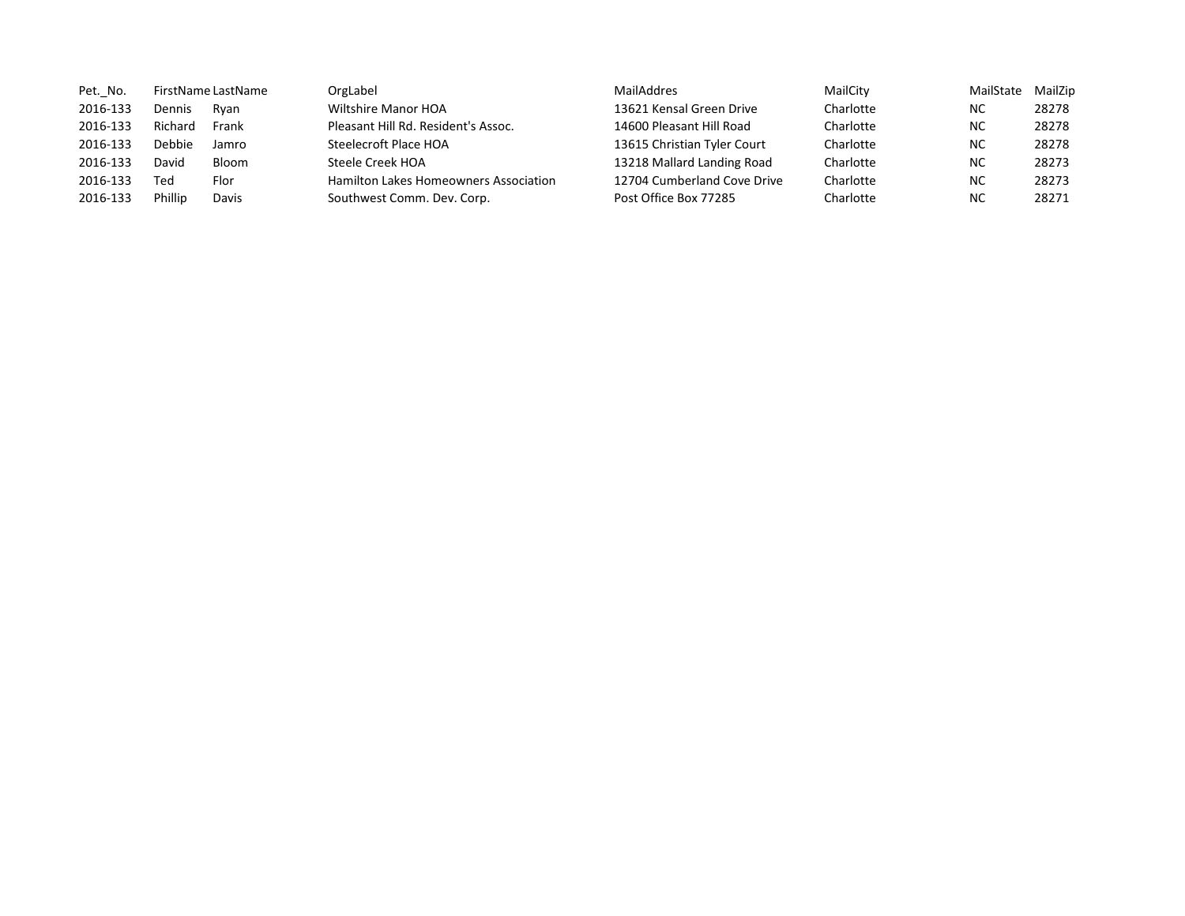| Pet._No. | FirstName | LastName | OrgLabel | MailAddres | MailCity | MailState | MailZip |
|---|---|---|---|---|---|---|---|
| 2016-133 | Dennis | Ryan | Wiltshire Manor HOA | 13621 Kensal Green Drive | Charlotte | NC | 28278 |
| 2016-133 | Richard | Frank | Pleasant Hill Rd. Resident's Assoc. | 14600 Pleasant Hill Road | Charlotte | NC | 28278 |
| 2016-133 | Debbie | Jamro | Steelecroft Place HOA | 13615 Christian Tyler Court | Charlotte | NC | 28278 |
| 2016-133 | David | Bloom | Steele Creek HOA | 13218 Mallard Landing Road | Charlotte | NC | 28273 |
| 2016-133 | Ted | Flor | Hamilton Lakes Homeowners Association | 12704 Cumberland Cove Drive | Charlotte | NC | 28273 |
| 2016-133 | Phillip | Davis | Southwest Comm. Dev. Corp. | Post Office Box 77285 | Charlotte | NC | 28271 |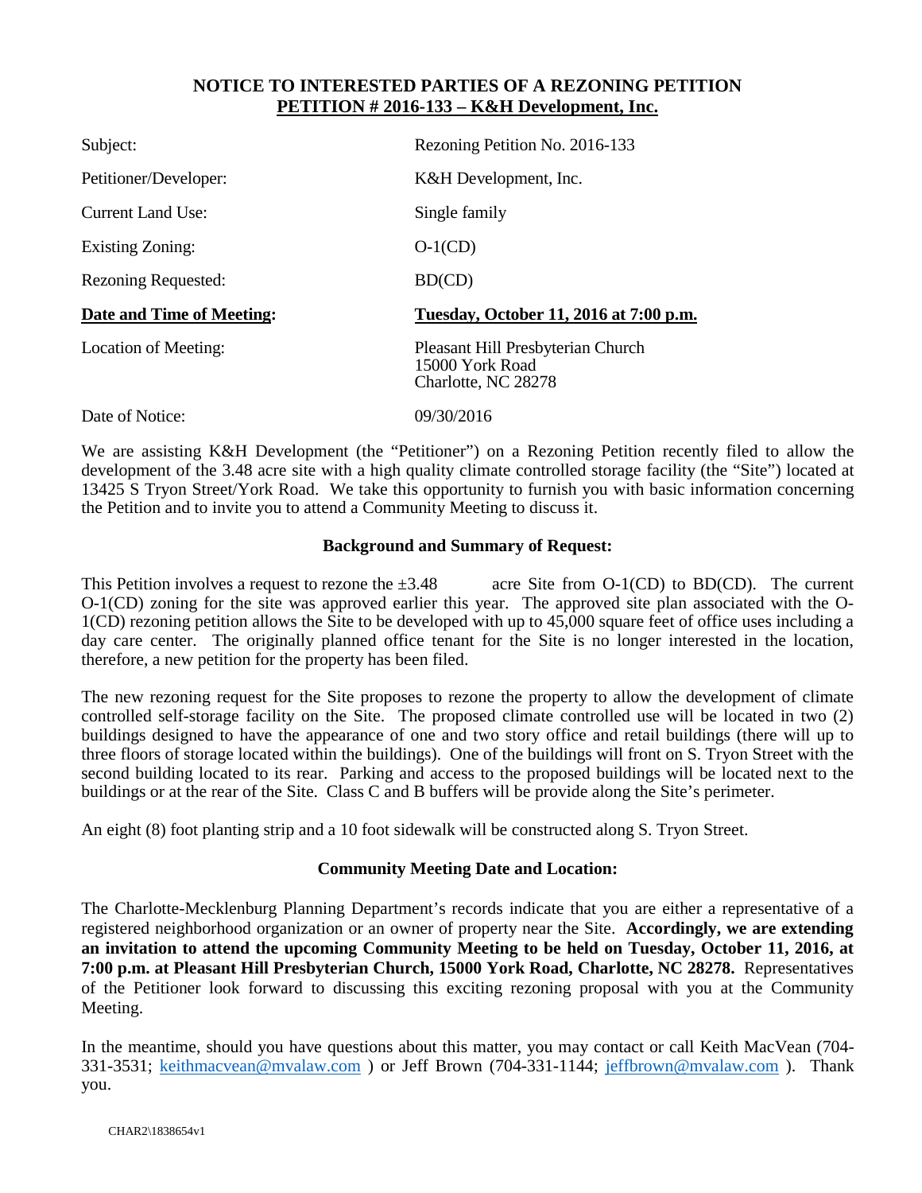## NOTICE TO INTERESTED PARTIES OF A REZONING PETITION
## PETITION # 2016-133 – K&H Development, Inc.

| | |
|---|---|
| Subject: | Rezoning Petition No. 2016-133 |
| Petitioner/Developer: | K&H Development, Inc. |
| Current Land Use: | Single family |
| Existing Zoning: | O-1(CD) |
| Rezoning Requested: | BD(CD) |
| **Date and Time of Meeting:** | **Tuesday, October 11, 2016 at 7:00 p.m.** |
| Location of Meeting: | Pleasant Hill Presbyterian Church<br>15000 York Road<br>Charlotte, NC 28278 |
| Date of Notice: | 09/30/2016 |

We are assisting K&H Development (the "Petitioner") on a Rezoning Petition recently filed to allow the development of the 3.48 acre site with a high quality climate controlled storage facility (the "Site") located at 13425 S Tryon Street/York Road. We take this opportunity to furnish you with basic information concerning the Petition and to invite you to attend a Community Meeting to discuss it.

### Background and Summary of Request:

This Petition involves a request to rezone the ±3.48 acre Site from O-1(CD) to BD(CD). The current O-1(CD) zoning for the site was approved earlier this year. The approved site plan associated with the O-1(CD) rezoning petition allows the Site to be developed with up to 45,000 square feet of office uses including a day care center. The originally planned office tenant for the Site is no longer interested in the location, therefore, a new petition for the property has been filed.

The new rezoning request for the Site proposes to rezone the property to allow the development of climate controlled self-storage facility on the Site. The proposed climate controlled use will be located in two (2) buildings designed to have the appearance of one and two story office and retail buildings (there will up to three floors of storage located within the buildings). One of the buildings will front on S. Tryon Street with the second building located to its rear. Parking and access to the proposed buildings will be located next to the buildings or at the rear of the Site. Class C and B buffers will be provide along the Site's perimeter.

An eight (8) foot planting strip and a 10 foot sidewalk will be constructed along S. Tryon Street.

### Community Meeting Date and Location:

The Charlotte-Mecklenburg Planning Department's records indicate that you are either a representative of a registered neighborhood organization or an owner of property near the Site. **Accordingly, we are extending an invitation to attend the upcoming Community Meeting to be held on Tuesday, October 11, 2016, at 7:00 p.m. at Pleasant Hill Presbyterian Church, 15000 York Road, Charlotte, NC 28278.** Representatives of the Petitioner look forward to discussing this exciting rezoning proposal with you at the Community Meeting.

In the meantime, should you have questions about this matter, you may contact or call Keith MacVean (704-331-3531; keithmacvean@mvalaw.com ) or Jeff Brown (704-331-1144; jeffbrown@mvalaw.com ). Thank you.

CHAR2\1838654v1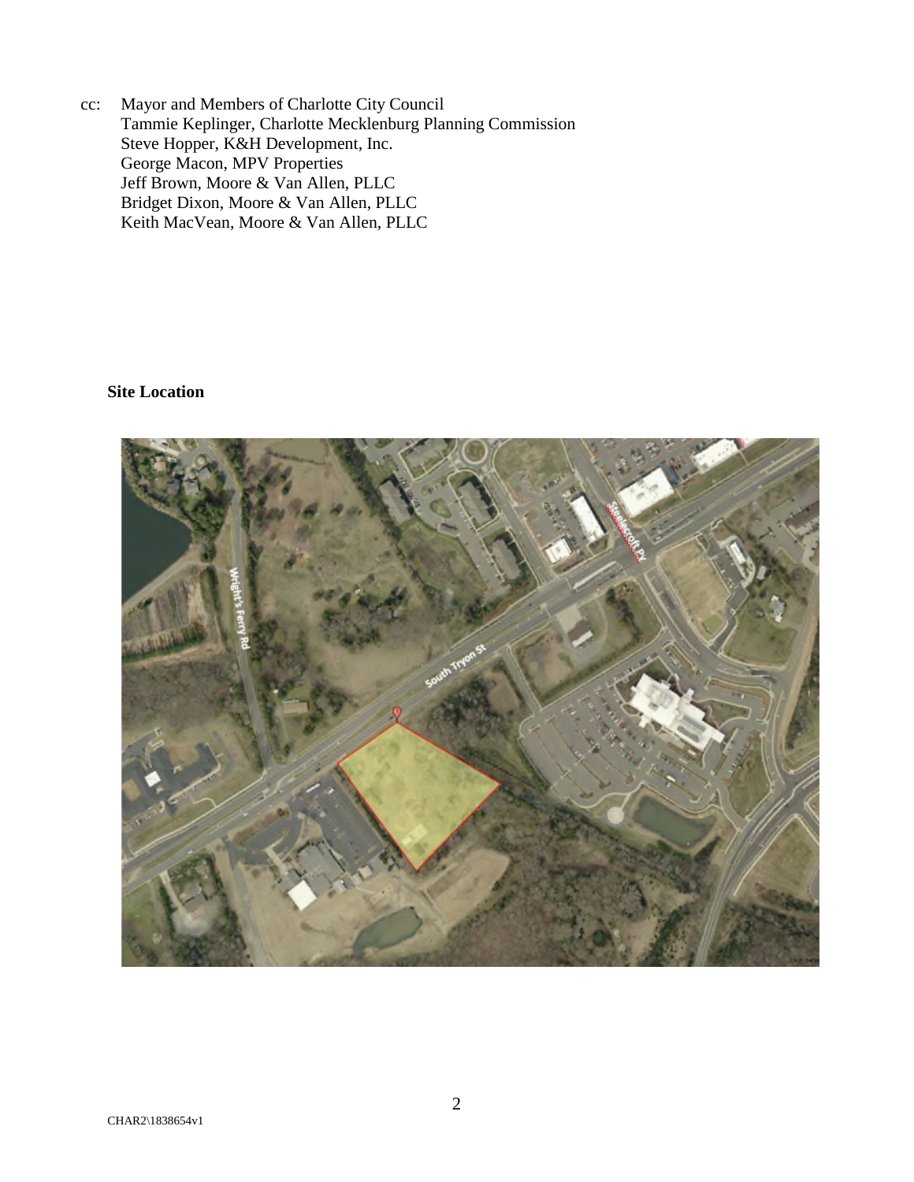cc: Mayor and Members of Charlotte City Council
Tammie Keplinger, Charlotte Mecklenburg Planning Commission
Steve Hopper, K&H Development, Inc.
George Macon, MPV Properties
Jeff Brown, Moore & Van Allen, PLLC
Bridget Dixon, Moore & Van Allen, PLLC
Keith MacVean, Moore & Van Allen, PLLC

**Site Location**

CHAR2\1838654v1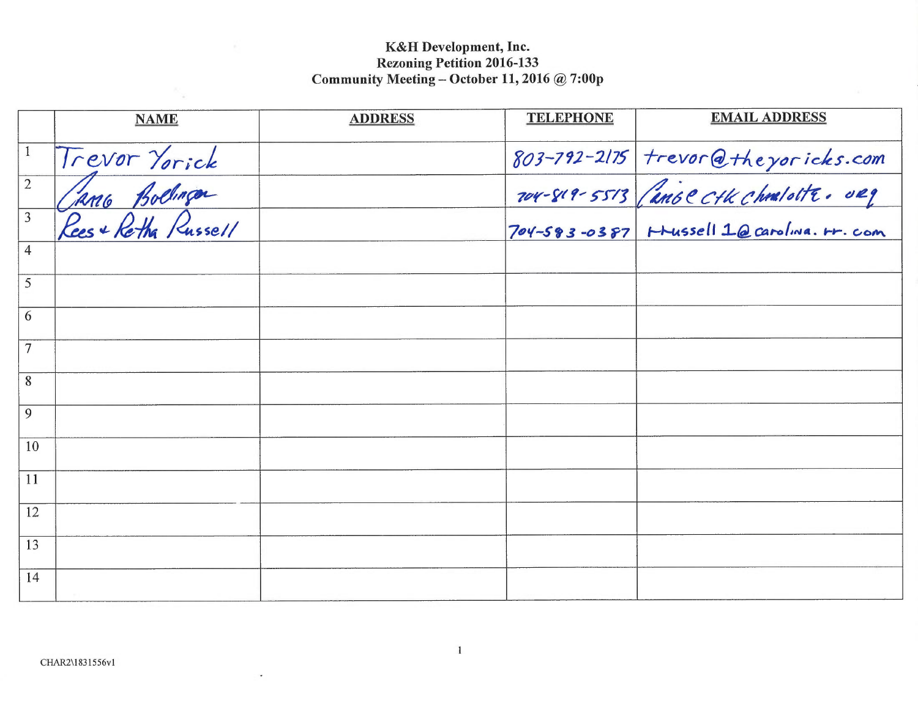**K&H Development, Inc.**
**Rezoning Petition 2016-133**
**Community Meeting – October 11, 2016 @ 7:00p**

| | NAME | ADDRESS | TELEPHONE | EMAIL ADDRESS |
|---|---|---|---|---|
| 1 | Trevor Yorick | | 803-792-2175 | trevor@theyoricks.com |
| 2 | Craig Bollinger | | 704-819-5513 | Craig@ctk charlotte.org |
| 3 | Rees & Retha Russell | | 704-583-0387 | rrussell1@carolina.rr.com |
| 4 | | | | |
| 5 | | | | |
| 6 | | | | |
| 7 | | | | |
| 8 | | | | |
| 9 | | | | |
| 10 | | | | |
| 11 | | | | |
| 12 | | | | |
| 13 | | | | |
| 14 | | | | |

CHAR2\1831556v1